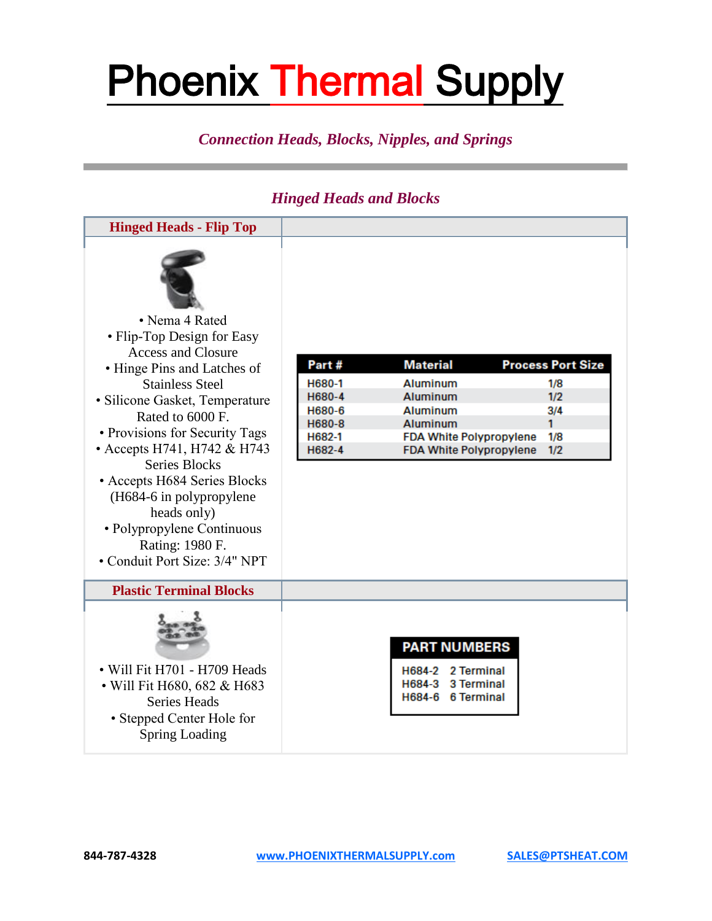# Phoenix Thermal Supply

## *Connection Heads, Blocks, Nipples, and Springs*

### *Hinged Heads and Blocks*

#### Hinged Heads - Flip Top

- Nema 4 Rated
- Flip-Top Design for Easy Access and Closure
- Hinge Pins and Latches of Stainless Steel
- Silicone Gasket, Temperature Rated to 6000 F.
- Provisions for Security Tags
- Accepts H741, H742 & H743 Series Blocks
- Accepts H684 Series Blocks (H684-6 in polypropylene heads only)
- Polypropylene Continuous Rating: 1980 F.
- Conduit Port Size: 3/4" NPT

| Part # | Material | Process Port Size |
|---|---|---|
| H680-1 | Aluminum | 1/8 |
| H680-4 | Aluminum | 1/2 |
| H680-6 | Aluminum | 3/4 |
| H680-8 | Aluminum | 1 |
| H682-1 | FDA White Polypropylene | 1/8 |
| H682-4 | FDA White Polypropylene | 1/2 |

#### Plastic Terminal Blocks

- Will Fit H701 - H709 Heads
- Will Fit H680, 682 & H683 Series Heads
- Stepped Center Hole for Spring Loading

| PART NUMBERS | |
|---|---|
| H684-2 | 2 Terminal |
| H684-3 | 3 Terminal |
| H684-6 | 6 Terminal |

844-787-4328 | www.PHOENIXTHERMALSUPPLY.com | SALES@PTSHEAT.COM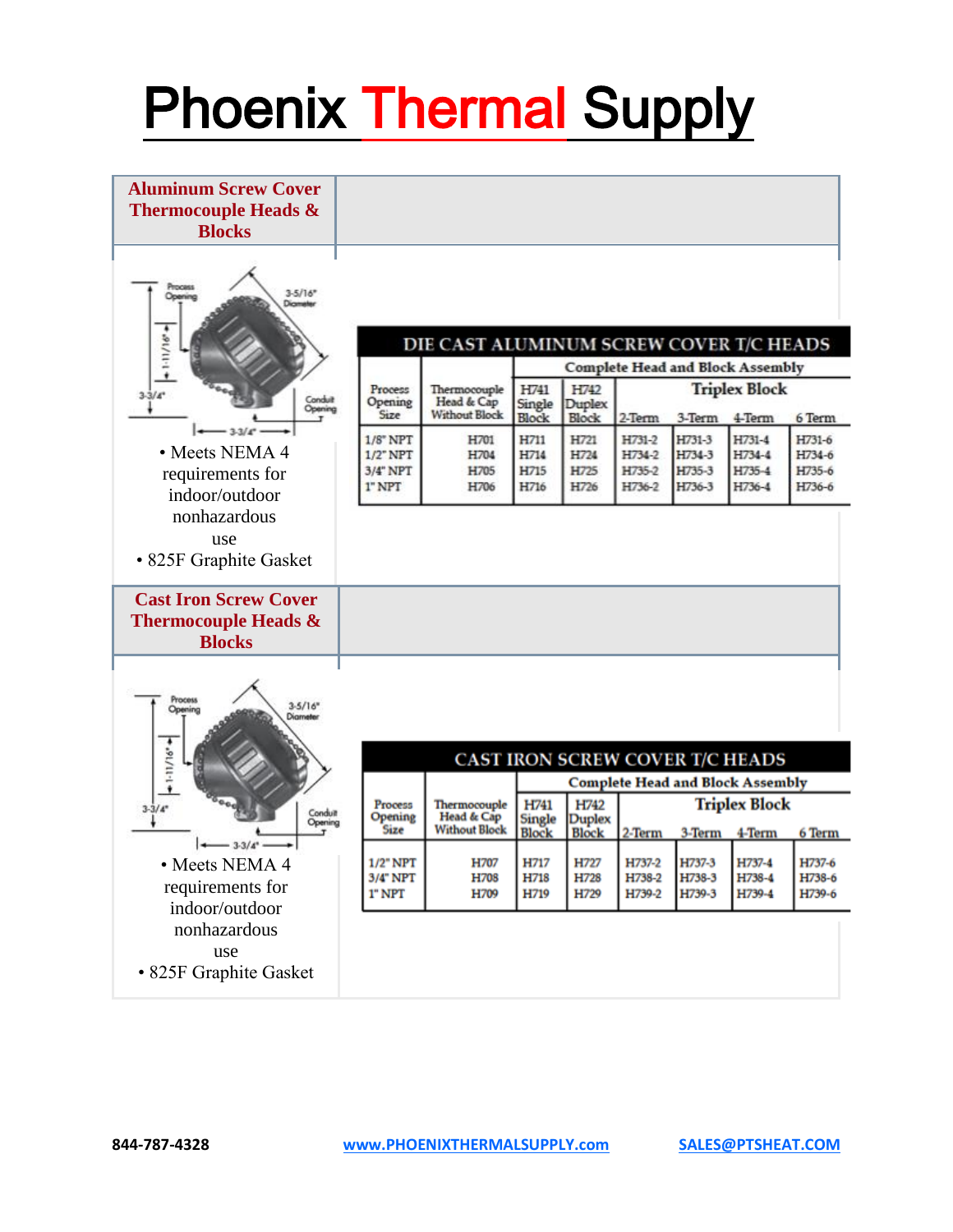# Phoenix Thermal Supply

## Aluminum Screw Cover Thermocouple Heads & Blocks

- Meets NEMA 4 requirements for indoor/outdoor nonhazardous use
- 825F Graphite Gasket

| DIE CAST ALUMINUM SCREW COVER T/C HEADS | | | | | | | |
|---|---|---|---|---|---|---|---|
| | | Complete Head and Block Assembly | | | | | |
| Process Opening Size | Thermocouple Head & Cap Without Block | H741 Single Block | H742 Duplex Block | Triplex Block 2-Term | 3-Term | 4-Term | 6 Term |
| 1/8" NPT | H701 | H711 | H721 | H731-2 | H731-3 | H731-4 | H731-6 |
| 1/2" NPT | H704 | H714 | H724 | H734-2 | H734-3 | H734-4 | H734-6 |
| 3/4" NPT | H705 | H715 | H725 | H735-2 | H735-3 | H735-4 | H735-6 |
| 1" NPT | H706 | H716 | H726 | H736-2 | H736-3 | H736-4 | H736-6 |

## Cast Iron Screw Cover Thermocouple Heads & Blocks

- Meets NEMA 4 requirements for indoor/outdoor nonhazardous use
- 825F Graphite Gasket

| CAST IRON SCREW COVER T/C HEADS | | | | | | | |
|---|---|---|---|---|---|---|---|
| | | Complete Head and Block Assembly | | | | | |
| Process Opening Size | Thermocouple Head & Cap Without Block | H741 Single Block | H742 Duplex Block | Triplex Block 2-Term | 3-Term | 4-Term | 6 Term |
| 1/2" NPT | H707 | H717 | H727 | H737-2 | H737-3 | H737-4 | H737-6 |
| 3/4" NPT | H708 | H718 | H728 | H738-2 | H738-3 | H738-4 | H738-6 |
| 1" NPT | H709 | H719 | H729 | H739-2 | H739-3 | H739-4 | H739-6 |

844-787-4328 www.PHOENIXTHERMALSUPPLY.com SALES@PTSHEAT.COM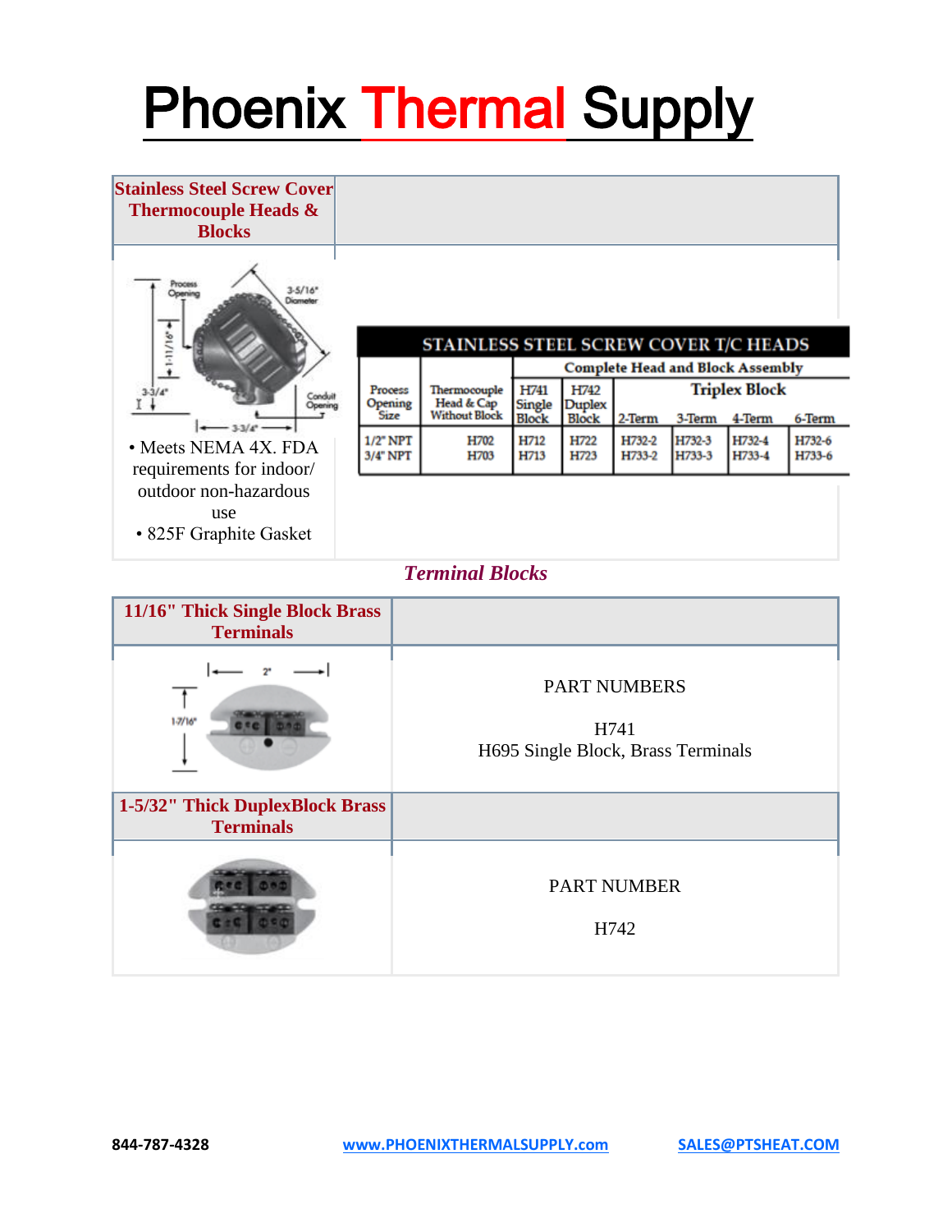# Phoenix Thermal Supply

## Stainless Steel Screw Cover Thermocouple Heads & Blocks

- Meets NEMA 4X. FDA requirements for indoor/ outdoor non-hazardous use
- 825F Graphite Gasket

**STAINLESS STEEL SCREW COVER T/C HEADS**

| Process Opening Size | Thermocouple Head & Cap Without Block | Complete Head and Block Assembly | | | | | |
|---|---|---|---|---|---|---|---|
| | | H741 Single Block | H742 Duplex Block | Triplex Block | | | |
| | | | | 2-Term | 3-Term | 4-Term | 6-Term |
| 1/2" NPT | H702 | H712 | H722 | H732-2 | H732-3 | H732-4 | H732-6 |
| 3/4" NPT | H703 | H713 | H723 | H733-2 | H733-3 | H733-4 | H733-6 |

## *Terminal Blocks*

### 11/16" Thick Single Block Brass Terminals

PART NUMBERS

H741
H695 Single Block, Brass Terminals

### 1-5/32" Thick DuplexBlock Brass Terminals

PART NUMBER

H742

844-787-4328 www.PHOENIXTHERMALSUPPLY.com SALES@PTSHEAT.COM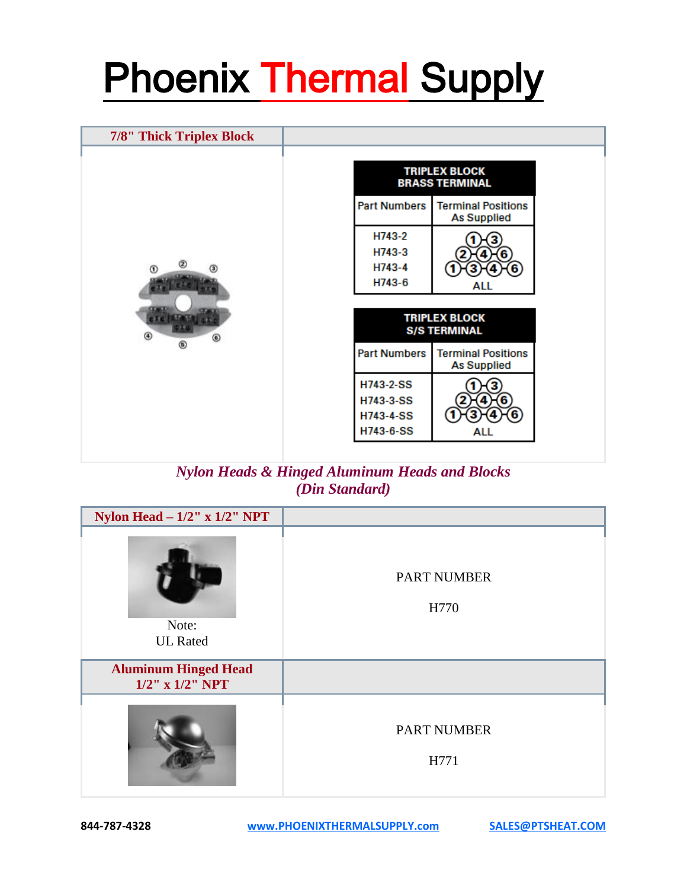# Phoenix Thermal Supply

## 7/8" Thick Triplex Block

**TRIPLEX BLOCK BRASS TERMINAL**

| Part Numbers | Terminal Positions As Supplied |
|---|---|
| H743-2<br>H743-3<br>H743-4<br>H743-6 | ALL |

**TRIPLEX BLOCK S/S TERMINAL**

| Part Numbers | Terminal Positions As Supplied |
|---|---|
| H743-2-SS<br>H743-3-SS<br>H743-4-SS<br>H743-6-SS | ALL |

## *Nylon Heads & Hinged Aluminum Heads and Blocks (Din Standard)*

### Nylon Head – 1/2" x 1/2" NPT

Note:
UL Rated

PART NUMBER

H770

### Aluminum Hinged Head 1/2" x 1/2" NPT

PART NUMBER

H771

844-787-4328 www.PHOENIXTHERMALSUPPLY.com SALES@PTSHEAT.COM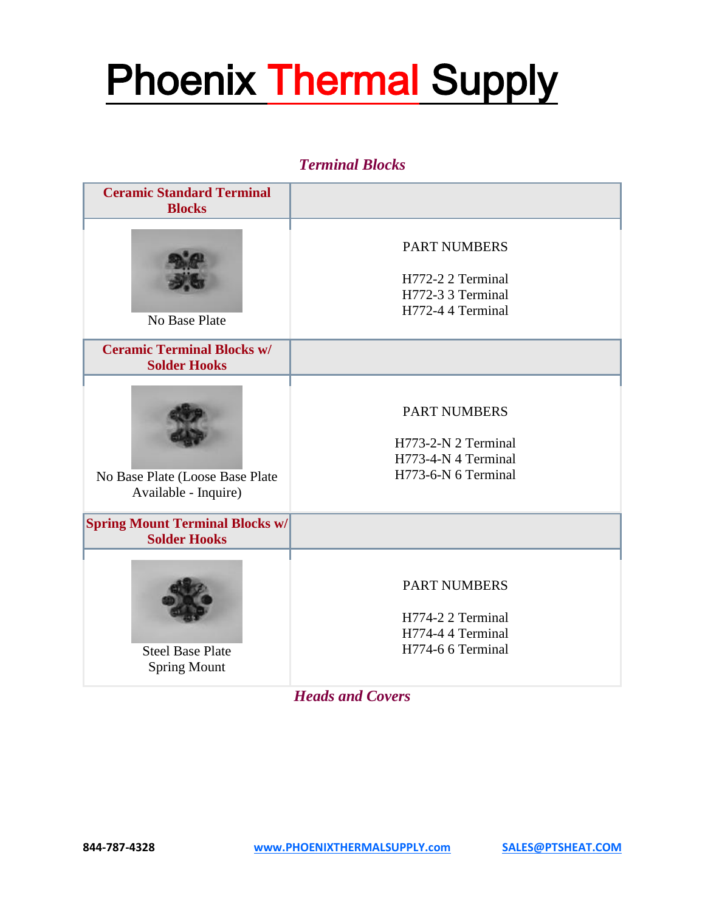# Phoenix Thermal Supply

## *Terminal Blocks*

| Ceramic Standard Terminal Blocks | |
|---|---|
| No Base Plate | PART NUMBERS<br><br>H772-2 2 Terminal<br>H772-3 3 Terminal<br>H772-4 4 Terminal |
| **Ceramic Terminal Blocks w/ Solder Hooks** | |
| No Base Plate (Loose Base Plate Available - Inquire) | PART NUMBERS<br><br>H773-2-N 2 Terminal<br>H773-4-N 4 Terminal<br>H773-6-N 6 Terminal |
| **Spring Mount Terminal Blocks w/ Solder Hooks** | |
| Steel Base Plate Spring Mount | PART NUMBERS<br><br>H774-2 2 Terminal<br>H774-4 4 Terminal<br>H774-6 6 Terminal |

## *Heads and Covers*

844-787-4328 www.PHOENIXTHERMALSUPPLY.com SALES@PTSHEAT.COM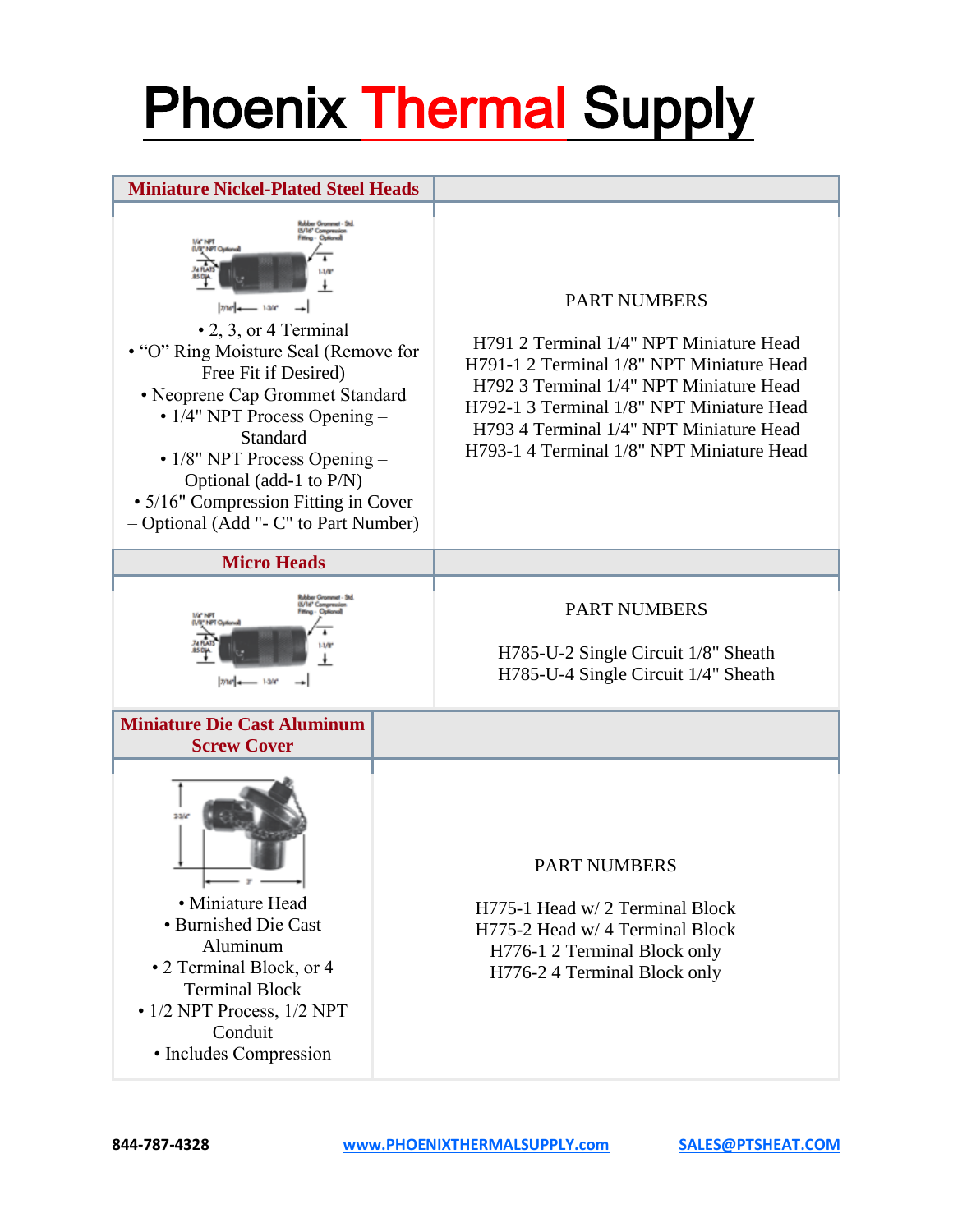# Phoenix Thermal Supply

| Miniature Nickel-Plated Steel Heads | |
|---|---|
| • 2, 3, or 4 Terminal<br>• "O" Ring Moisture Seal (Remove for Free Fit if Desired)<br>• Neoprene Cap Grommet Standard<br>• 1/4" NPT Process Opening – Standard<br>• 1/8" NPT Process Opening – Optional (add-1 to P/N)<br>• 5/16" Compression Fitting in Cover – Optional (Add "- C" to Part Number) | PART NUMBERS<br><br>H791 2 Terminal 1/4" NPT Miniature Head<br>H791-1 2 Terminal 1/8" NPT Miniature Head<br>H792 3 Terminal 1/4" NPT Miniature Head<br>H792-1 3 Terminal 1/8" NPT Miniature Head<br>H793 4 Terminal 1/4" NPT Miniature Head<br>H793-1 4 Terminal 1/8" NPT Miniature Head |

| Micro Heads | |
|---|---|
| | PART NUMBERS<br><br>H785-U-2 Single Circuit 1/8" Sheath<br>H785-U-4 Single Circuit 1/4" Sheath |

| Miniature Die Cast Aluminum Screw Cover | |
|---|---|
| • Miniature Head<br>• Burnished Die Cast Aluminum<br>• 2 Terminal Block, or 4 Terminal Block<br>• 1/2 NPT Process, 1/2 NPT Conduit<br>• Includes Compression | PART NUMBERS<br><br>H775-1 Head w/ 2 Terminal Block<br>H775-2 Head w/ 4 Terminal Block<br>H776-1 2 Terminal Block only<br>H776-2 4 Terminal Block only |

**844-787-4328** | **www.PHOENIXTHERMALSUPPLY.com** | **SALES@PTSHEAT.COM**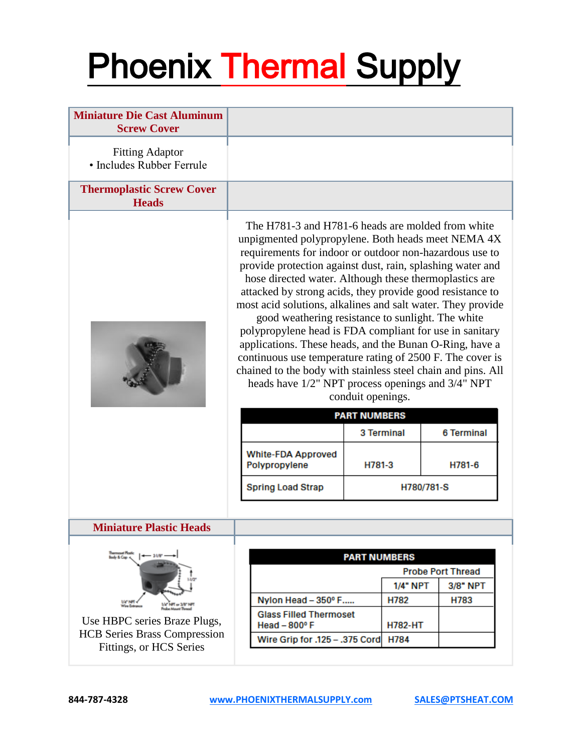# Phoenix Thermal Supply

## Miniature Die Cast Aluminum Screw Cover

Fitting Adaptor
• Includes Rubber Ferrule

## Thermoplastic Screw Cover Heads

The H781-3 and H781-6 heads are molded from white unpigmented polypropylene. Both heads meet NEMA 4X requirements for indoor or outdoor non-hazardous use to provide protection against dust, rain, splashing water and hose directed water. Although these thermoplastics are attacked by strong acids, they provide good resistance to most acid solutions, alkalines and salt water. They provide good weathering resistance to sunlight. The white polypropylene head is FDA compliant for use in sanitary applications. These heads, and the Bunan O-Ring, have a continuous use temperature rating of 2500 F. The cover is chained to the body with stainless steel chain and pins. All heads have 1/2" NPT process openings and 3/4" NPT conduit openings.

| PART NUMBERS | | |
|---|---|---|
| | 3 Terminal | 6 Terminal |
| White-FDA Approved Polypropylene | H781-3 | H781-6 |
| Spring Load Strap | H780/781-S | |

## Miniature Plastic Heads

Use HBPC series Braze Plugs, HCB Series Brass Compression Fittings, or HCS Series

| PART NUMBERS | | |
|---|---|---|
| | Probe Port Thread | |
| | 1/4" NPT | 3/8" NPT |
| Nylon Head – 350º F..... | H782 | H783 |
| Glass Filled Thermoset Head – 800º F | H782-HT | |
| Wire Grip for .125 – .375 Cord | H784 | |

844-787-4328 www.PHOENIXTHERMALSUPPLY.com SALES@PTSHEAT.COM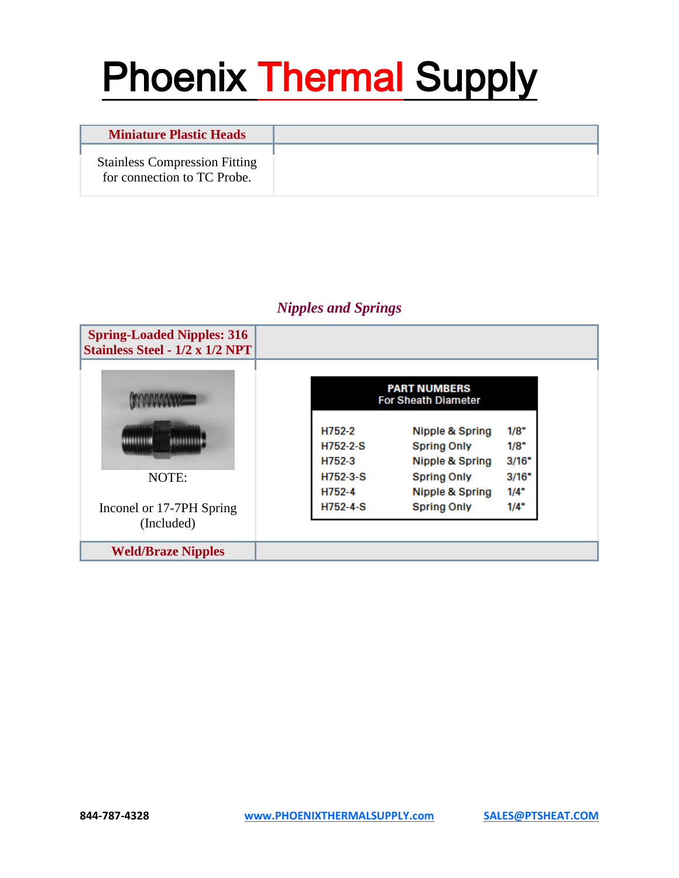# Phoenix Thermal Supply

| Miniature Plastic Heads | |
|---|---|
| Stainless Compression Fitting for connection to TC Probe. | |

*Nipples and Springs*

| Spring-Loaded Nipples: 316 Stainless Steel - 1/2 x 1/2 NPT | |
|---|---|
| NOTE: Inconel or 17-7PH Spring (Included) | |

**PART NUMBERS**
For Sheath Diameter

| Part Number | Description | Sheath Diameter |
|---|---|---|
| H752-2 | Nipple & Spring | 1/8" |
| H752-2-S | Spring Only | 1/8" |
| H752-3 | Nipple & Spring | 3/16" |
| H752-3-S | Spring Only | 3/16" |
| H752-4 | Nipple & Spring | 1/4" |
| H752-4-S | Spring Only | 1/4" |

| Weld/Braze Nipples | |
|---|---|

844-787-4328 www.PHOENIXTHERMALSUPPLY.com SALES@PTSHEAT.COM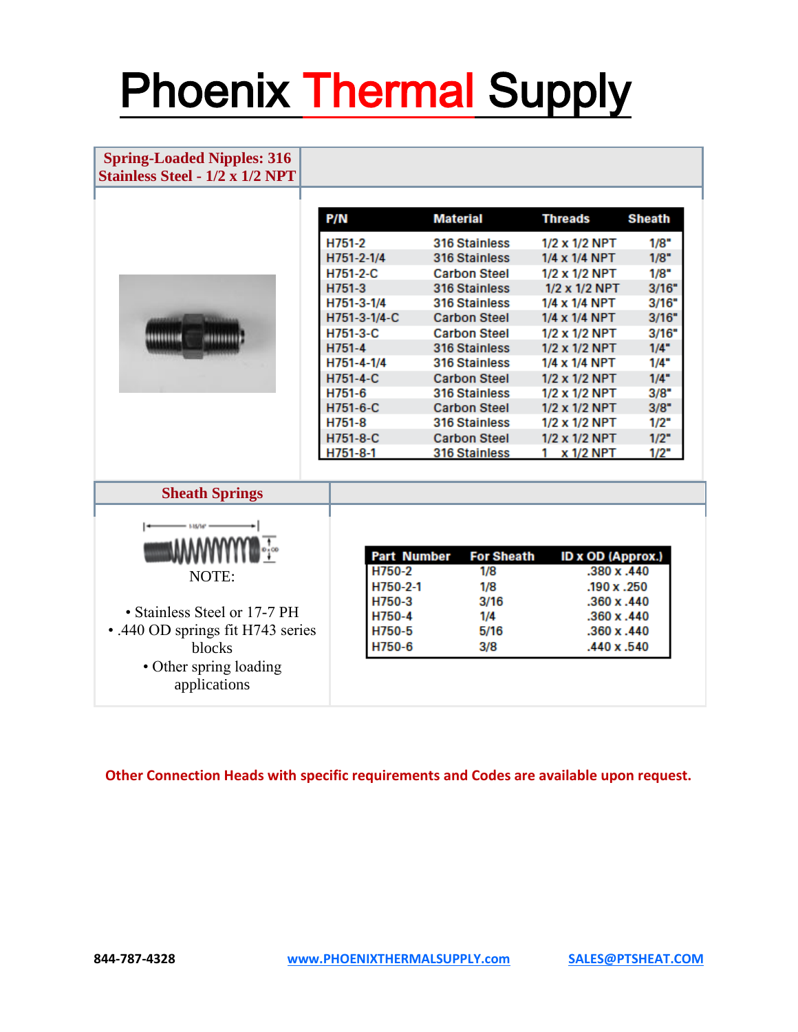# Phoenix Thermal Supply

## Spring-Loaded Nipples: 316 Stainless Steel - 1/2 x 1/2 NPT

| P/N | Material | Threads | Sheath |
|---|---|---|---|
| H751-2 | 316 Stainless | 1/2 x 1/2 NPT | 1/8" |
| H751-2-1/4 | 316 Stainless | 1/4 x 1/4 NPT | 1/8" |
| H751-2-C | Carbon Steel | 1/2 x 1/2 NPT | 1/8" |
| H751-3 | 316 Stainless | 1/2 x 1/2 NPT | 3/16" |
| H751-3-1/4 | 316 Stainless | 1/4 x 1/4 NPT | 3/16" |
| H751-3-1/4-C | Carbon Steel | 1/4 x 1/4 NPT | 3/16" |
| H751-3-C | Carbon Steel | 1/2 x 1/2 NPT | 3/16" |
| H751-4 | 316 Stainless | 1/2 x 1/2 NPT | 1/4" |
| H751-4-1/4 | 316 Stainless | 1/4 x 1/4 NPT | 1/4" |
| H751-4-C | Carbon Steel | 1/2 x 1/2 NPT | 1/4" |
| H751-6 | 316 Stainless | 1/2 x 1/2 NPT | 3/8" |
| H751-6-C | Carbon Steel | 1/2 x 1/2 NPT | 3/8" |
| H751-8 | 316 Stainless | 1/2 x 1/2 NPT | 1/2" |
| H751-8-C | Carbon Steel | 1/2 x 1/2 NPT | 1/2" |
| H751-8-1 | 316 Stainless | 1 x 1/2 NPT | 1/2" |

## Sheath Springs

NOTE:

- Stainless Steel or 17-7 PH
- .440 OD springs fit H743 series blocks
- Other spring loading applications

| Part Number | For Sheath | ID x OD (Approx.) |
|---|---|---|
| H750-2 | 1/8 | .380 x .440 |
| H750-2-1 | 1/8 | .190 x .250 |
| H750-3 | 3/16 | .360 x .440 |
| H750-4 | 1/4 | .360 x .440 |
| H750-5 | 5/16 | .360 x .440 |
| H750-6 | 3/8 | .440 x .540 |

**Other Connection Heads with specific requirements and Codes are available upon request.**

**844-787-4328** **www.PHOENIXTHERMALSUPPLY.com** **SALES@PTSHEAT.COM**